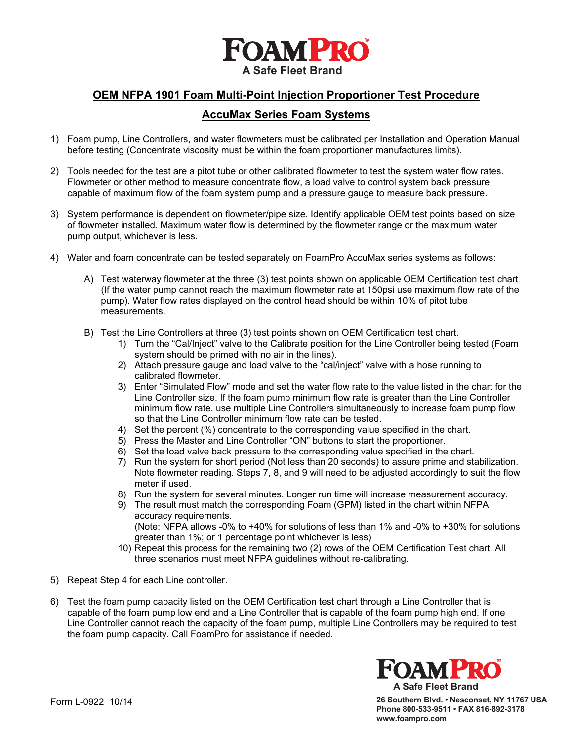# FoamPro

A Safe Fleet Brand

## OEM NFPA 1901 Foam Multi-Point Injection Proportioner Test Procedure

## AccuMax Series Foam Systems

1) Foam pump, Line Controllers, and water flowmeters must be calibrated per Installation and Operation Manual before testing (Concentrate viscosity must be within the foam proportioner manufactures limits).

2) Tools needed for the test are a pitot tube or other calibrated flowmeter to test the system water flow rates. Flowmeter or other method to measure concentrate flow, a load valve to control system back pressure capable of maximum flow of the foam system pump and a pressure gauge to measure back pressure.

3) System performance is dependent on flowmeter/pipe size. Identify applicable OEM test points based on size of flowmeter installed. Maximum water flow is determined by the flowmeter range or the maximum water pump output, whichever is less.

4) Water and foam concentrate can be tested separately on FoamPro AccuMax series systems as follows:

   A) Test waterway flowmeter at the three (3) test points shown on applicable OEM Certification test chart (If the water pump cannot reach the maximum flowmeter rate at 150psi use maximum flow rate of the pump). Water flow rates displayed on the control head should be within 10% of pitot tube measurements.

   B) Test the Line Controllers at three (3) test points shown on OEM Certification test chart.
      1) Turn the "Cal/Inject" valve to the Calibrate position for the Line Controller being tested (Foam system should be primed with no air in the lines).
      2) Attach pressure gauge and load valve to the "cal/inject" valve with a hose running to calibrated flowmeter.
      3) Enter "Simulated Flow" mode and set the water flow rate to the value listed in the chart for the Line Controller size. If the foam pump minimum flow rate is greater than the Line Controller minimum flow rate, use multiple Line Controllers simultaneously to increase foam pump flow so that the Line Controller minimum flow rate can be tested.
      4) Set the percent (%) concentrate to the corresponding value specified in the chart.
      5) Press the Master and Line Controller "ON" buttons to start the proportioner.
      6) Set the load valve back pressure to the corresponding value specified in the chart.
      7) Run the system for short period (Not less than 20 seconds) to assure prime and stabilization. Note flowmeter reading. Steps 7, 8, and 9 will need to be adjusted accordingly to suit the flow meter if used.
      8) Run the system for several minutes. Longer run time will increase measurement accuracy.
      9) The result must match the corresponding Foam (GPM) listed in the chart within NFPA accuracy requirements.
         (Note: NFPA allows -0% to +40% for solutions of less than 1% and -0% to +30% for solutions greater than 1%; or 1 percentage point whichever is less)
      10) Repeat this process for the remaining two (2) rows of the OEM Certification Test chart. All three scenarios must meet NFPA guidelines without re-calibrating.

5) Repeat Step 4 for each Line controller.

6) Test the foam pump capacity listed on the OEM Certification test chart through a Line Controller that is capable of the foam pump low end and a Line Controller that is capable of the foam pump high end. If one Line Controller cannot reach the capacity of the foam pump, multiple Line Controllers may be required to test the foam pump capacity. Call FoamPro for assistance if needed.

Form L-0922 10/14

FoamPro
A Safe Fleet Brand
26 Southern Blvd. • Nesconset, NY 11767 USA
Phone 800-533-9511 • FAX 816-892-3178
www.foampro.com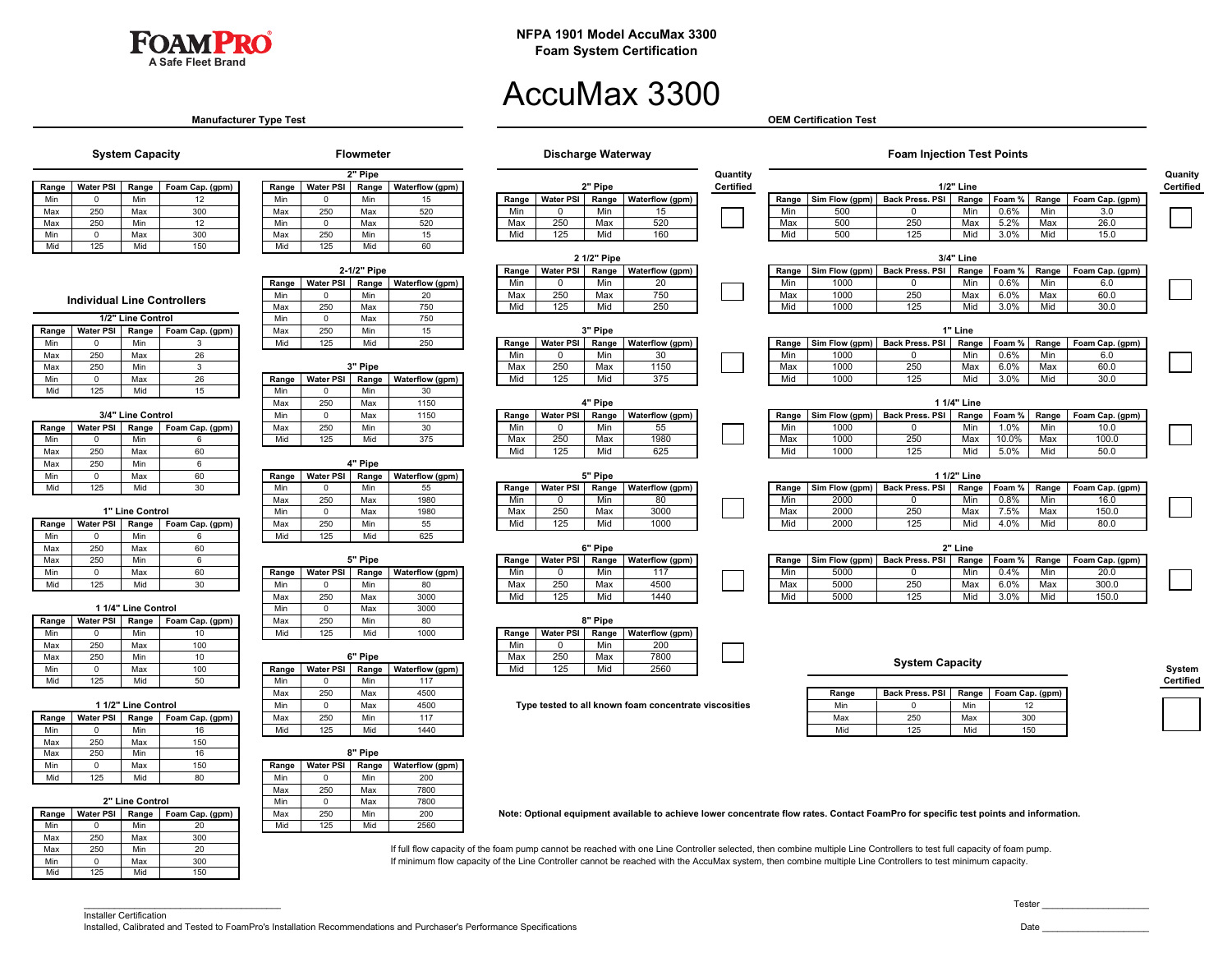FoamPro
A Safe Fleet Brand

**NFPA 1901 Model AccuMax 3300**
**Foam System Certification**

# AccuMax 3300

## Manufacturer Type Test

### System Capacity

| Range | Water PSI | Range | Foam Cap. (gpm) |
|---|---|---|---|
| Min | 0 | Min | 12 |
| Max | 250 | Max | 300 |
| Max | 250 | Min | 12 |
| Min | 0 | Max | 300 |
| Mid | 125 | Mid | 150 |

### Individual Line Controllers

**1/2" Line Control**

| Range | Water PSI | Range | Foam Cap. (gpm) |
|---|---|---|---|
| Min | 0 | Min | 3 |
| Max | 250 | Max | 26 |
| Max | 250 | Min | 3 |
| Min | 0 | Max | 26 |
| Mid | 125 | Mid | 15 |

**3/4" Line Control**

| Range | Water PSI | Range | Foam Cap. (gpm) |
|---|---|---|---|
| Min | 0 | Min | 6 |
| Max | 250 | Max | 60 |
| Max | 250 | Min | 6 |
| Min | 0 | Max | 60 |
| Mid | 125 | Mid | 30 |

**1" Line Control**

| Range | Water PSI | Range | Foam Cap. (gpm) |
|---|---|---|---|
| Min | 0 | Min | 6 |
| Max | 250 | Max | 60 |
| Max | 250 | Min | 6 |
| Min | 0 | Max | 60 |
| Mid | 125 | Mid | 30 |

**1 1/4" Line Control**

| Range | Water PSI | Range | Foam Cap. (gpm) |
|---|---|---|---|
| Min | 0 | Min | 10 |
| Max | 250 | Max | 100 |
| Max | 250 | Min | 10 |
| Min | 0 | Max | 100 |
| Mid | 125 | Mid | 50 |

**1 1/2" Line Control**

| Range | Water PSI | Range | Foam Cap. (gpm) |
|---|---|---|---|
| Min | 0 | Min | 16 |
| Max | 250 | Max | 150 |
| Max | 250 | Min | 16 |
| Min | 0 | Max | 150 |
| Mid | 125 | Mid | 80 |

**2" Line Control**

| Range | Water PSI | Range | Foam Cap. (gpm) |
|---|---|---|---|
| Min | 0 | Min | 20 |
| Max | 250 | Max | 300 |
| Max | 250 | Min | 20 |
| Min | 0 | Max | 300 |
| Mid | 125 | Mid | 150 |

### Flowmeter

**2" Pipe**

| Range | Water PSI | Range | Waterflow (gpm) |
|---|---|---|---|
| Min | 0 | Min | 15 |
| Max | 250 | Max | 520 |
| Min | 0 | Max | 520 |
| Max | 250 | Min | 15 |
| Mid | 125 | Mid | 60 |

**2-1/2" Pipe**

| Range | Water PSI | Range | Waterflow (gpm) |
|---|---|---|---|
| Min | 0 | Min | 20 |
| Max | 250 | Max | 750 |
| Min | 0 | Max | 750 |
| Max | 250 | Min | 15 |
| Mid | 125 | Mid | 250 |

**3" Pipe**

| Range | Water PSI | Range | Waterflow (gpm) |
|---|---|---|---|
| Min | 0 | Min | 30 |
| Max | 250 | Max | 1150 |
| Min | 0 | Max | 1150 |
| Max | 250 | Min | 30 |
| Mid | 125 | Mid | 375 |

**4" Pipe**

| Range | Water PSI | Range | Waterflow (gpm) |
|---|---|---|---|
| Min | 0 | Min | 55 |
| Max | 250 | Max | 1980 |
| Min | 0 | Max | 1980 |
| Max | 250 | Min | 55 |
| Mid | 125 | Mid | 625 |

**5" Pipe**

| Range | Water PSI | Range | Waterflow (gpm) |
|---|---|---|---|
| Min | 0 | Min | 80 |
| Max | 250 | Max | 3000 |
| Min | 0 | Max | 3000 |
| Max | 250 | Min | 80 |
| Mid | 125 | Mid | 1000 |

**6" Pipe**

| Range | Water PSI | Range | Waterflow (gpm) |
|---|---|---|---|
| Min | 0 | Min | 117 |
| Max | 250 | Max | 4500 |
| Min | 0 | Max | 4500 |
| Max | 250 | Min | 117 |
| Mid | 125 | Mid | 1440 |

**8" Pipe**

| Range | Water PSI | Range | Waterflow (gpm) |
|---|---|---|---|
| Min | 0 | Min | 200 |
| Max | 250 | Max | 7800 |
| Min | 0 | Max | 7800 |
| Max | 250 | Min | 200 |
| Mid | 125 | Mid | 2560 |

## OEM Certification Test

### Discharge Waterway

**2" Pipe** — Quantity Certified: ☐

| Range | Water PSI | Range | Waterflow (gpm) |
|---|---|---|---|
| Min | 0 | Min | 15 |
| Max | 250 | Max | 520 |
| Mid | 125 | Mid | 160 |

**2 1/2" Pipe** — Quantity Certified: ☐

| Range | Water PSI | Range | Waterflow (gpm) |
|---|---|---|---|
| Min | 0 | Min | 20 |
| Max | 250 | Max | 750 |
| Mid | 125 | Mid | 250 |

**3" Pipe** — Quantity Certified: ☐

| Range | Water PSI | Range | Waterflow (gpm) |
|---|---|---|---|
| Min | 0 | Min | 30 |
| Max | 250 | Max | 1150 |
| Mid | 125 | Mid | 375 |

**4" Pipe** — Quantity Certified: ☐

| Range | Water PSI | Range | Waterflow (gpm) |
|---|---|---|---|
| Min | 0 | Min | 55 |
| Max | 250 | Max | 1980 |
| Mid | 125 | Mid | 625 |

**5" Pipe** — Quantity Certified: ☐

| Range | Water PSI | Range | Waterflow (gpm) |
|---|---|---|---|
| Min | 0 | Min | 80 |
| Max | 250 | Max | 3000 |
| Mid | 125 | Mid | 1000 |

**6" Pipe** — Quantity Certified: ☐

| Range | Water PSI | Range | Waterflow (gpm) |
|---|---|---|---|
| Min | 0 | Min | 117 |
| Max | 250 | Max | 4500 |
| Mid | 125 | Mid | 1440 |

**8" Pipe** — Quantity Certified: ☐

| Range | Water PSI | Range | Waterflow (gpm) |
|---|---|---|---|
| Min | 0 | Min | 200 |
| Max | 250 | Max | 7800 |
| Mid | 125 | Mid | 2560 |

Type tested to all known foam concentrate viscosities

### Foam Injection Test Points

**1/2" Line** — Quanity Certified: ☐

| Range | Sim Flow (gpm) | Back Press. PSI | Range | Foam % | Range | Foam Cap. (gpm) |
|---|---|---|---|---|---|---|
| Min | 500 | 0 | Min | 0.6% | Min | 3.0 |
| Max | 500 | 250 | Max | 5.2% | Max | 26.0 |
| Mid | 500 | 125 | Mid | 3.0% | Mid | 15.0 |

**3/4" Line** — Quanity Certified: ☐

| Range | Sim Flow (gpm) | Back Press. PSI | Range | Foam % | Range | Foam Cap. (gpm) |
|---|---|---|---|---|---|---|
| Min | 1000 | 0 | Min | 0.6% | Min | 6.0 |
| Max | 1000 | 250 | Max | 6.0% | Max | 60.0 |
| Mid | 1000 | 125 | Mid | 3.0% | Mid | 30.0 |

**1" Line** — Quanity Certified: ☐

| Range | Sim Flow (gpm) | Back Press. PSI | Range | Foam % | Range | Foam Cap. (gpm) |
|---|---|---|---|---|---|---|
| Min | 1000 | 0 | Min | 0.6% | Min | 6.0 |
| Max | 1000 | 250 | Max | 6.0% | Max | 60.0 |
| Mid | 1000 | 125 | Mid | 3.0% | Mid | 30.0 |

**1 1/4" Line** — Quanity Certified: ☐

| Range | Sim Flow (gpm) | Back Press. PSI | Range | Foam % | Range | Foam Cap. (gpm) |
|---|---|---|---|---|---|---|
| Min | 1000 | 0 | Min | 1.0% | Min | 10.0 |
| Max | 1000 | 250 | Max | 10.0% | Max | 100.0 |
| Mid | 1000 | 125 | Mid | 5.0% | Mid | 50.0 |

**1 1/2" Line** — Quanity Certified: ☐

| Range | Sim Flow (gpm) | Back Press. PSI | Range | Foam % | Range | Foam Cap. (gpm) |
|---|---|---|---|---|---|---|
| Min | 2000 | 0 | Min | 0.8% | Min | 16.0 |
| Max | 2000 | 250 | Max | 7.5% | Max | 150.0 |
| Mid | 2000 | 125 | Mid | 4.0% | Mid | 80.0 |

**2" Line** — Quanity Certified: ☐

| Range | Sim Flow (gpm) | Back Press. PSI | Range | Foam % | Range | Foam Cap. (gpm) |
|---|---|---|---|---|---|---|
| Min | 5000 | 0 | Min | 0.4% | Min | 20.0 |
| Max | 5000 | 250 | Max | 6.0% | Max | 300.0 |
| Mid | 5000 | 125 | Mid | 3.0% | Mid | 150.0 |

### System Capacity

System Certified: ☐

| Range | Back Press. PSI | Range | Foam Cap. (gpm) |
|---|---|---|---|
| Min | 0 | Min | 12 |
| Max | 250 | Max | 300 |
| Mid | 125 | Mid | 150 |

**Note: Optional equipment available to achieve lower concentrate flow rates. Contact FoamPro for specific test points and information.**

If full flow capacity of the foam pump cannot be reached with one Line Controller selected, then combine multiple Line Controllers to test full capacity of foam pump.
If minimum flow capacity of the Line Controller cannot be reached with the AccuMax system, then combine multiple Line Controllers to test minimum capacity.

\_\_\_\_\_\_\_\_\_\_\_\_\_\_\_\_\_\_\_\_\_\_\_\_\_\_\_\_\_\_\_\_\_\_\_\_
Installer Certification
Installed, Calibrated and Tested to FoamPro's Installation Recommendations and Purchaser's Performance Specifications

Tester \_\_\_\_\_\_\_\_\_\_\_\_\_\_\_\_\_\_\_\_

Date \_\_\_\_\_\_\_\_\_\_\_\_\_\_\_\_\_\_\_\_